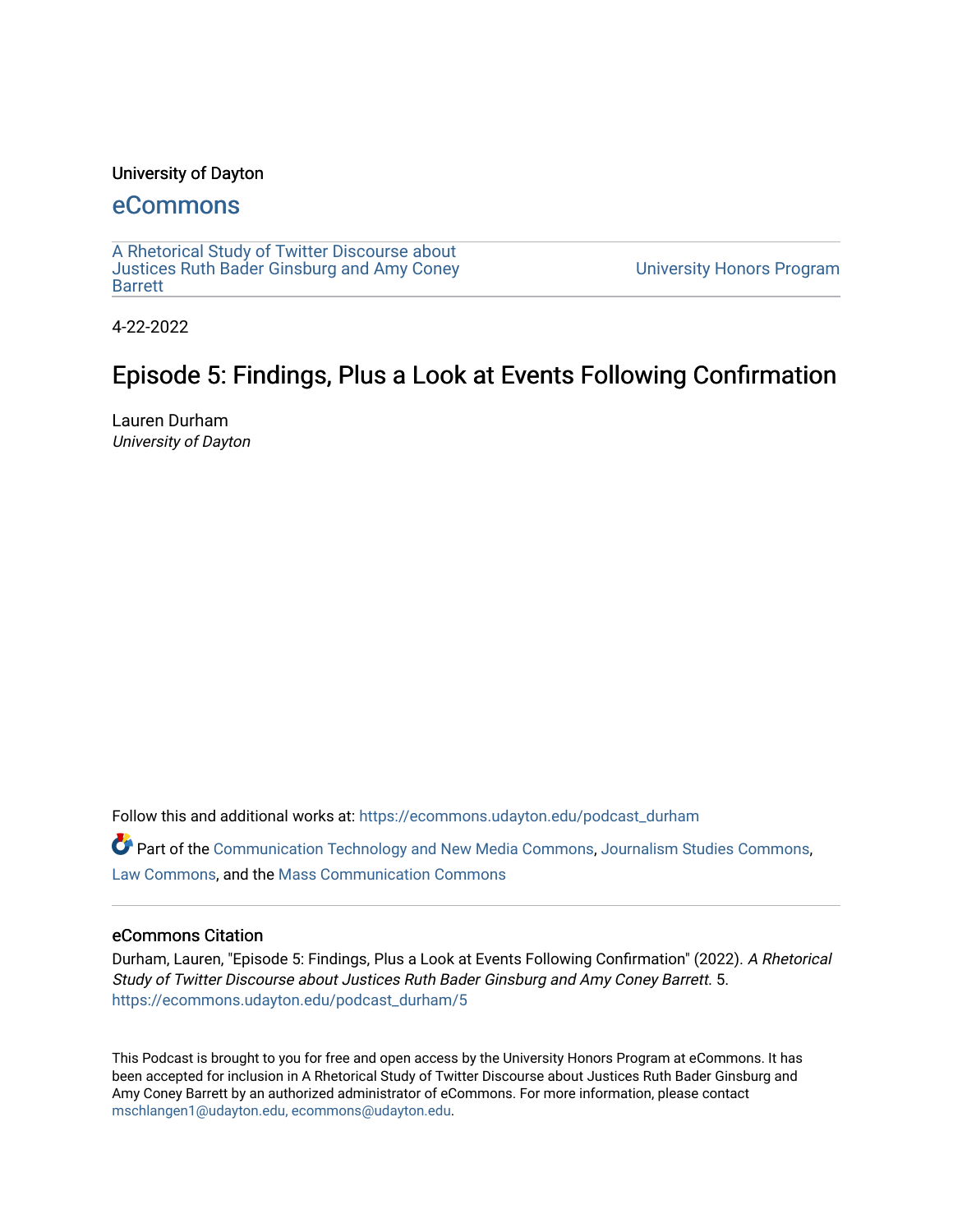University of Dayton

## eCommons

A Rhetorical Study of Twitter Discourse about Justices Ruth Bader Ginsburg and Amy Coney Barrett

University Honors Program

4-22-2022

# Episode 5: Findings, Plus a Look at Events Following Confirmation

Lauren Durham

*University of Dayton*

Follow this and additional works at: https://ecommons.udayton.edu/podcast_durham

Part of the Communication Technology and New Media Commons, Journalism Studies Commons, Law Commons, and the Mass Communication Commons

### eCommons Citation

Durham, Lauren, "Episode 5: Findings, Plus a Look at Events Following Confirmation" (2022). *A Rhetorical Study of Twitter Discourse about Justices Ruth Bader Ginsburg and Amy Coney Barrett*. 5.
https://ecommons.udayton.edu/podcast_durham/5

This Podcast is brought to you for free and open access by the University Honors Program at eCommons. It has been accepted for inclusion in A Rhetorical Study of Twitter Discourse about Justices Ruth Bader Ginsburg and Amy Coney Barrett by an authorized administrator of eCommons. For more information, please contact mschlangen1@udayton.edu, ecommons@udayton.edu.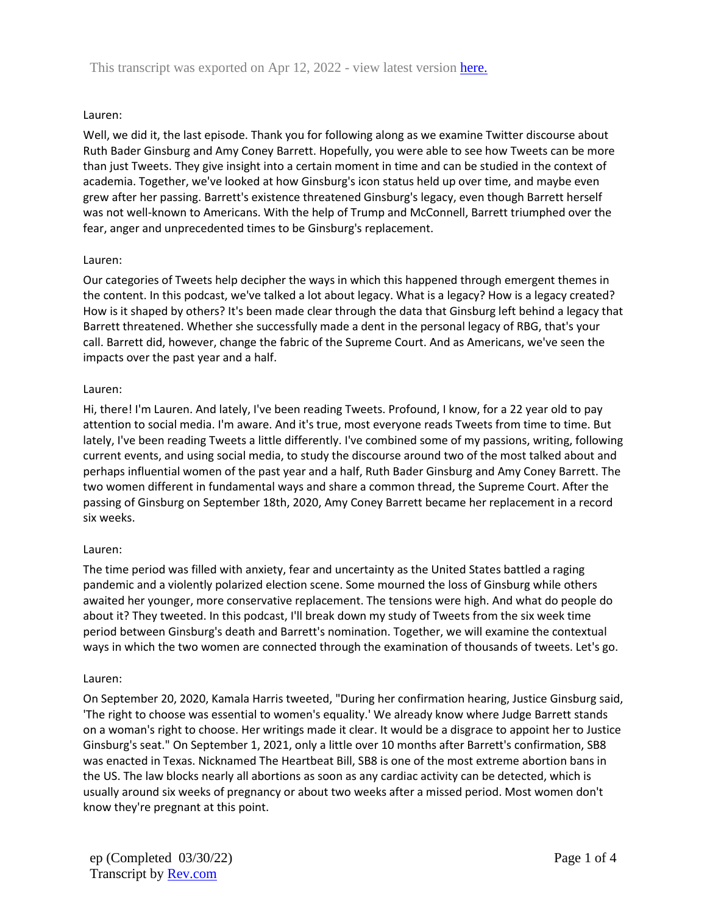This transcript was exported on Apr 12, 2022 - view latest version [here.](#)

Lauren:

Well, we did it, the last episode. Thank you for following along as we examine Twitter discourse about Ruth Bader Ginsburg and Amy Coney Barrett. Hopefully, you were able to see how Tweets can be more than just Tweets. They give insight into a certain moment in time and can be studied in the context of academia. Together, we've looked at how Ginsburg's icon status held up over time, and maybe even grew after her passing. Barrett's existence threatened Ginsburg's legacy, even though Barrett herself was not well-known to Americans. With the help of Trump and McConnell, Barrett triumphed over the fear, anger and unprecedented times to be Ginsburg's replacement.

Lauren:

Our categories of Tweets help decipher the ways in which this happened through emergent themes in the content. In this podcast, we've talked a lot about legacy. What is a legacy? How is a legacy created? How is it shaped by others? It's been made clear through the data that Ginsburg left behind a legacy that Barrett threatened. Whether she successfully made a dent in the personal legacy of RBG, that's your call. Barrett did, however, change the fabric of the Supreme Court. And as Americans, we've seen the impacts over the past year and a half.

Lauren:

Hi, there! I'm Lauren. And lately, I've been reading Tweets. Profound, I know, for a 22 year old to pay attention to social media. I'm aware. And it's true, most everyone reads Tweets from time to time. But lately, I've been reading Tweets a little differently. I've combined some of my passions, writing, following current events, and using social media, to study the discourse around two of the most talked about and perhaps influential women of the past year and a half, Ruth Bader Ginsburg and Amy Coney Barrett. The two women different in fundamental ways and share a common thread, the Supreme Court. After the passing of Ginsburg on September 18th, 2020, Amy Coney Barrett became her replacement in a record six weeks.

Lauren:

The time period was filled with anxiety, fear and uncertainty as the United States battled a raging pandemic and a violently polarized election scene. Some mourned the loss of Ginsburg while others awaited her younger, more conservative replacement. The tensions were high. And what do people do about it? They tweeted. In this podcast, I'll break down my study of Tweets from the six week time period between Ginsburg's death and Barrett's nomination. Together, we will examine the contextual ways in which the two women are connected through the examination of thousands of tweets. Let's go.

Lauren:

On September 20, 2020, Kamala Harris tweeted, "During her confirmation hearing, Justice Ginsburg said, 'The right to choose was essential to women's equality.' We already know where Judge Barrett stands on a woman's right to choose. Her writings made it clear. It would be a disgrace to appoint her to Justice Ginsburg's seat." On September 1, 2021, only a little over 10 months after Barrett's confirmation, SB8 was enacted in Texas. Nicknamed The Heartbeat Bill, SB8 is one of the most extreme abortion bans in the US. The law blocks nearly all abortions as soon as any cardiac activity can be detected, which is usually around six weeks of pregnancy or about two weeks after a missed period. Most women don't know they're pregnant at this point.

ep (Completed 03/30/22)
Transcript by [Rev.com](#)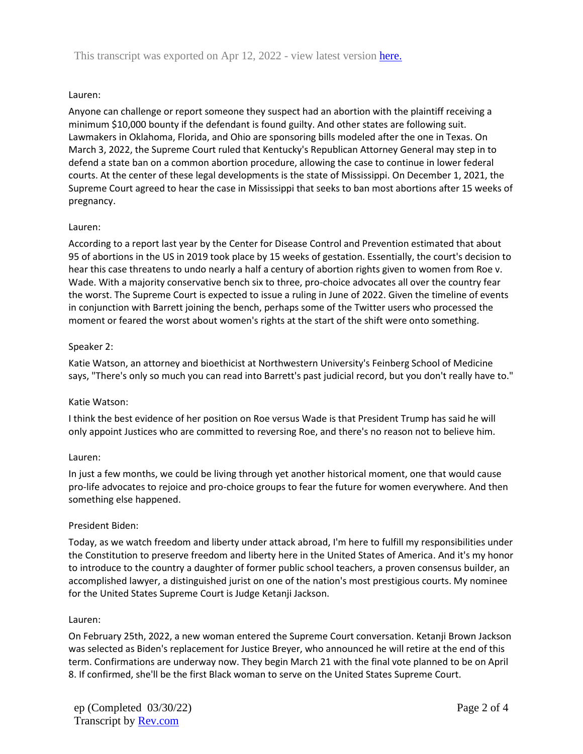Lauren:

Anyone can challenge or report someone they suspect had an abortion with the plaintiff receiving a minimum $10,000 bounty if the defendant is found guilty. And other states are following suit. Lawmakers in Oklahoma, Florida, and Ohio are sponsoring bills modeled after the one in Texas. On March 3, 2022, the Supreme Court ruled that Kentucky's Republican Attorney General may step in to defend a state ban on a common abortion procedure, allowing the case to continue in lower federal courts. At the center of these legal developments is the state of Mississippi. On December 1, 2021, the Supreme Court agreed to hear the case in Mississippi that seeks to ban most abortions after 15 weeks of pregnancy.

Lauren:

According to a report last year by the Center for Disease Control and Prevention estimated that about 95 of abortions in the US in 2019 took place by 15 weeks of gestation. Essentially, the court's decision to hear this case threatens to undo nearly a half a century of abortion rights given to women from Roe v. Wade. With a majority conservative bench six to three, pro-choice advocates all over the country fear the worst. The Supreme Court is expected to issue a ruling in June of 2022. Given the timeline of events in conjunction with Barrett joining the bench, perhaps some of the Twitter users who processed the moment or feared the worst about women's rights at the start of the shift were onto something.

Speaker 2:

Katie Watson, an attorney and bioethicist at Northwestern University's Feinberg School of Medicine says, "There's only so much you can read into Barrett's past judicial record, but you don't really have to."

Katie Watson:

I think the best evidence of her position on Roe versus Wade is that President Trump has said he will only appoint Justices who are committed to reversing Roe, and there's no reason not to believe him.

Lauren:

In just a few months, we could be living through yet another historical moment, one that would cause pro-life advocates to rejoice and pro-choice groups to fear the future for women everywhere. And then something else happened.

President Biden:

Today, as we watch freedom and liberty under attack abroad, I'm here to fulfill my responsibilities under the Constitution to preserve freedom and liberty here in the United States of America. And it's my honor to introduce to the country a daughter of former public school teachers, a proven consensus builder, an accomplished lawyer, a distinguished jurist on one of the nation's most prestigious courts. My nominee for the United States Supreme Court is Judge Ketanji Jackson.

Lauren:

On February 25th, 2022, a new woman entered the Supreme Court conversation. Ketanji Brown Jackson was selected as Biden's replacement for Justice Breyer, who announced he will retire at the end of this term. Confirmations are underway now. They begin March 21 with the final vote planned to be on April 8. If confirmed, she'll be the first Black woman to serve on the United States Supreme Court.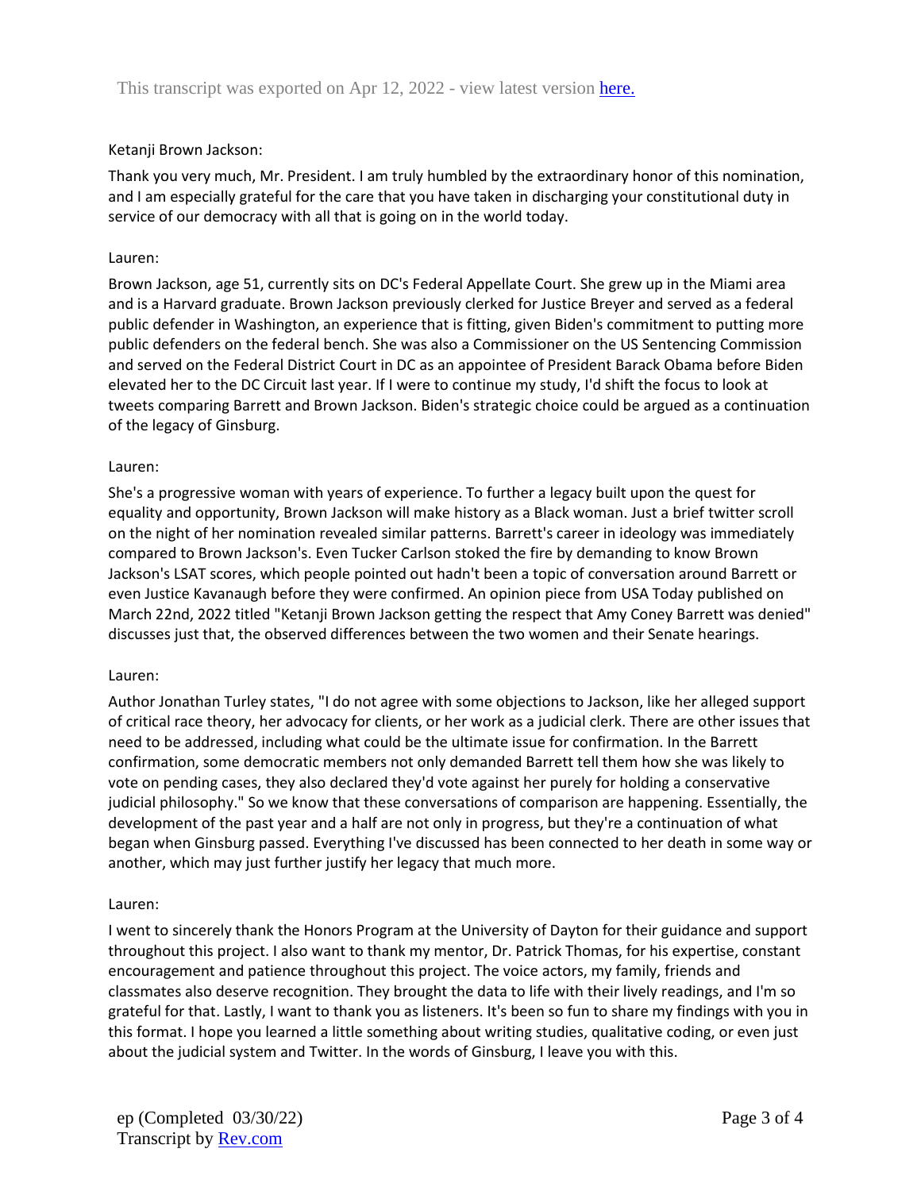Ketanji Brown Jackson:

Thank you very much, Mr. President. I am truly humbled by the extraordinary honor of this nomination, and I am especially grateful for the care that you have taken in discharging your constitutional duty in service of our democracy with all that is going on in the world today.

Lauren:

Brown Jackson, age 51, currently sits on DC's Federal Appellate Court. She grew up in the Miami area and is a Harvard graduate. Brown Jackson previously clerked for Justice Breyer and served as a federal public defender in Washington, an experience that is fitting, given Biden's commitment to putting more public defenders on the federal bench. She was also a Commissioner on the US Sentencing Commission and served on the Federal District Court in DC as an appointee of President Barack Obama before Biden elevated her to the DC Circuit last year. If I were to continue my study, I'd shift the focus to look at tweets comparing Barrett and Brown Jackson. Biden's strategic choice could be argued as a continuation of the legacy of Ginsburg.

Lauren:

She's a progressive woman with years of experience. To further a legacy built upon the quest for equality and opportunity, Brown Jackson will make history as a Black woman. Just a brief twitter scroll on the night of her nomination revealed similar patterns. Barrett's career in ideology was immediately compared to Brown Jackson's. Even Tucker Carlson stoked the fire by demanding to know Brown Jackson's LSAT scores, which people pointed out hadn't been a topic of conversation around Barrett or even Justice Kavanaugh before they were confirmed. An opinion piece from USA Today published on March 22nd, 2022 titled "Ketanji Brown Jackson getting the respect that Amy Coney Barrett was denied" discusses just that, the observed differences between the two women and their Senate hearings.

Lauren:

Author Jonathan Turley states, "I do not agree with some objections to Jackson, like her alleged support of critical race theory, her advocacy for clients, or her work as a judicial clerk. There are other issues that need to be addressed, including what could be the ultimate issue for confirmation. In the Barrett confirmation, some democratic members not only demanded Barrett tell them how she was likely to vote on pending cases, they also declared they'd vote against her purely for holding a conservative judicial philosophy." So we know that these conversations of comparison are happening. Essentially, the development of the past year and a half are not only in progress, but they're a continuation of what began when Ginsburg passed. Everything I've discussed has been connected to her death in some way or another, which may just further justify her legacy that much more.

Lauren:

I went to sincerely thank the Honors Program at the University of Dayton for their guidance and support throughout this project. I also want to thank my mentor, Dr. Patrick Thomas, for his expertise, constant encouragement and patience throughout this project. The voice actors, my family, friends and classmates also deserve recognition. They brought the data to life with their lively readings, and I'm so grateful for that. Lastly, I want to thank you as listeners. It's been so fun to share my findings with you in this format. I hope you learned a little something about writing studies, qualitative coding, or even just about the judicial system and Twitter. In the words of Ginsburg, I leave you with this.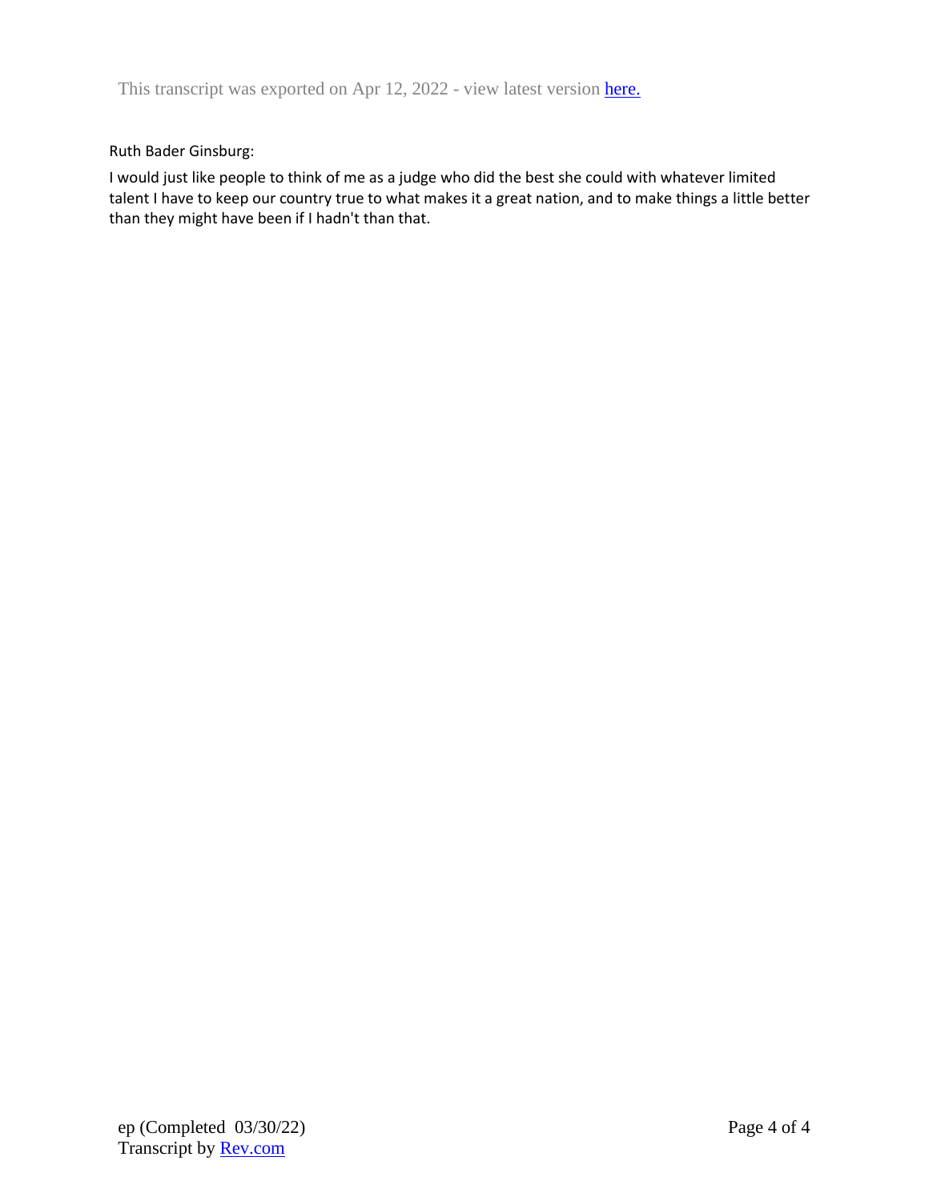Ruth Bader Ginsburg:

I would just like people to think of me as a judge who did the best she could with whatever limited talent I have to keep our country true to what makes it a great nation, and to make things a little better than they might have been if I hadn't than that.